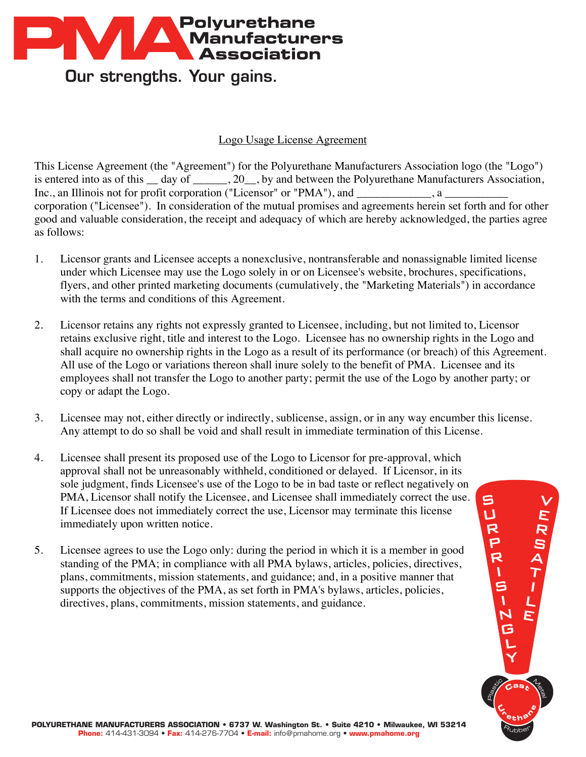# Polyurethane Manufacturers Association

Our strengths. Your gains.

## Logo Usage License Agreement

This License Agreement (the "Agreement") for the Polyurethane Manufacturers Association logo (the "Logo") is entered into as of this __ day of ______, 20__, by and between the Polyurethane Manufacturers Association, Inc., an Illinois not for profit corporation ("Licensor" or "PMA"), and _____________, a ___________ corporation ("Licensee"). In consideration of the mutual promises and agreements herein set forth and for other good and valuable consideration, the receipt and adequacy of which are hereby acknowledged, the parties agree as follows:

1. Licensor grants and Licensee accepts a nonexclusive, nontransferable and nonassignable limited license under which Licensee may use the Logo solely in or on Licensee's website, brochures, specifications, flyers, and other printed marketing documents (cumulatively, the "Marketing Materials") in accordance with the terms and conditions of this Agreement.

2. Licensor retains any rights not expressly granted to Licensee, including, but not limited to, Licensor retains exclusive right, title and interest to the Logo. Licensee has no ownership rights in the Logo and shall acquire no ownership rights in the Logo as a result of its performance (or breach) of this Agreement. All use of the Logo or variations thereon shall inure solely to the benefit of PMA. Licensee and its employees shall not transfer the Logo to another party; permit the use of the Logo by another party; or copy or adapt the Logo.

3. Licensee may not, either directly or indirectly, sublicense, assign, or in any way encumber this license. Any attempt to do so shall be void and shall result in immediate termination of this License.

4. Licensee shall present its proposed use of the Logo to Licensor for pre-approval, which approval shall not be unreasonably withheld, conditioned or delayed. If Licensor, in its sole judgment, finds Licensee's use of the Logo to be in bad taste or reflect negatively on PMA, Licensor shall notify the Licensee, and Licensee shall immediately correct the use. If Licensee does not immediately correct the use, Licensor may terminate this license immediately upon written notice.

5. Licensee agrees to use the Logo only: during the period in which it is a member in good standing of the PMA; in compliance with all PMA bylaws, articles, policies, directives, plans, commitments, mission statements, and guidance; and, in a positive manner that supports the objectives of the PMA, as set forth in PMA's bylaws, articles, policies, directives, plans, commitments, mission statements, and guidance.

SURPRISINGLY VERSATILE — Cast Urethane — Plastic — Metal — Rubber

**POLYURETHANE MANUFACTURERS ASSOCIATION** • 6737 W. Washington St. • Suite 4210 • Milwaukee, WI 53214
**Phone:** 414-431-3094 • **Fax:** 414-276-7704 • **E-mail:** info@pmahome.org • **www.pmahome.org**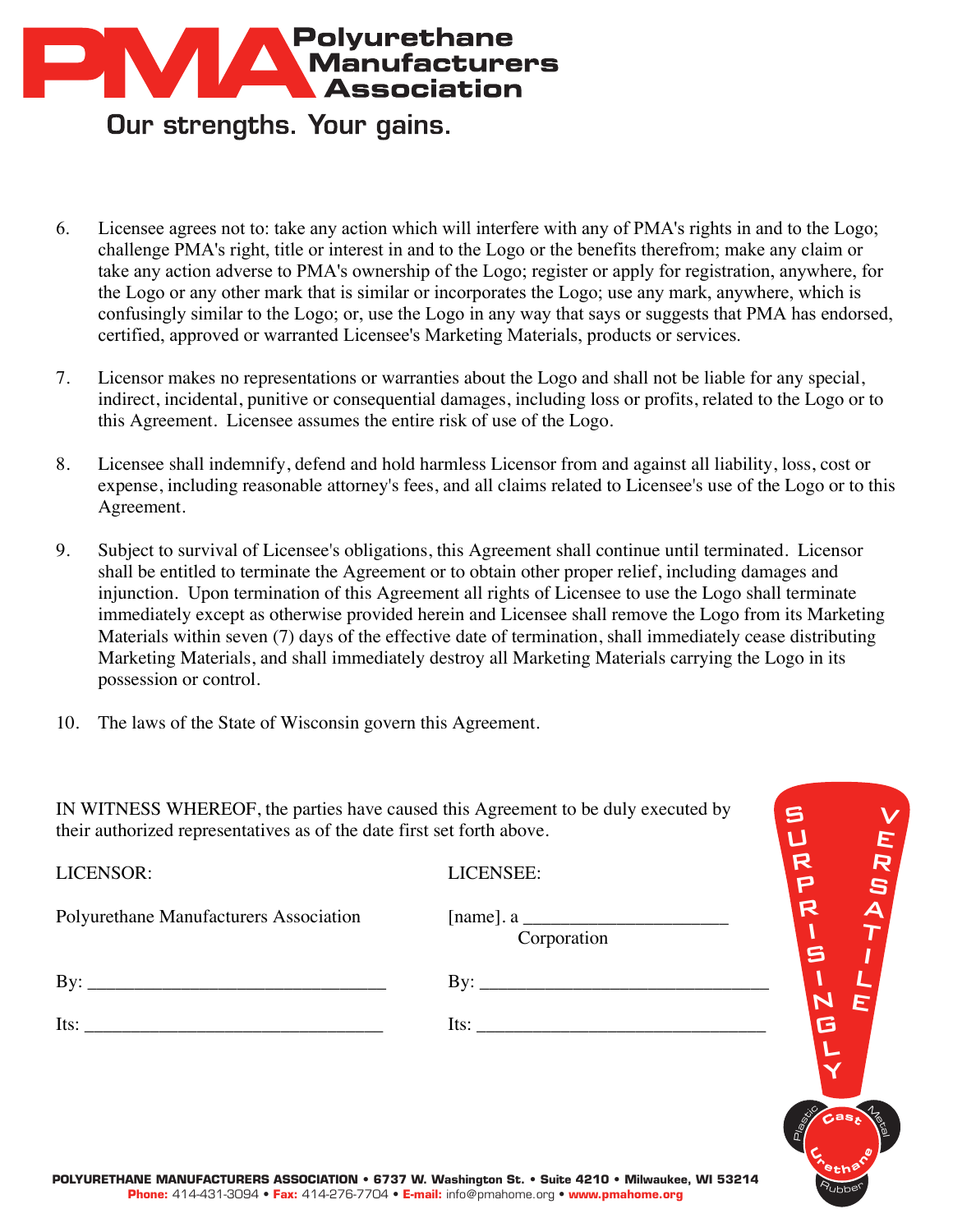6. Licensee agrees not to: take any action which will interfere with any of PMA's rights in and to the Logo; challenge PMA's right, title or interest in and to the Logo or the benefits therefrom; make any claim or take any action adverse to PMA's ownership of the Logo; register or apply for registration, anywhere, for the Logo or any other mark that is similar or incorporates the Logo; use any mark, anywhere, which is confusingly similar to the Logo; or, use the Logo in any way that says or suggests that PMA has endorsed, certified, approved or warranted Licensee's Marketing Materials, products or services.

7. Licensor makes no representations or warranties about the Logo and shall not be liable for any special, indirect, incidental, punitive or consequential damages, including loss or profits, related to the Logo or to this Agreement. Licensee assumes the entire risk of use of the Logo.

8. Licensee shall indemnify, defend and hold harmless Licensor from and against all liability, loss, cost or expense, including reasonable attorney's fees, and all claims related to Licensee's use of the Logo or to this Agreement.

9. Subject to survival of Licensee's obligations, this Agreement shall continue until terminated. Licensor shall be entitled to terminate the Agreement or to obtain other proper relief, including damages and injunction. Upon termination of this Agreement all rights of Licensee to use the Logo shall terminate immediately except as otherwise provided herein and Licensee shall remove the Logo from its Marketing Materials within seven (7) days of the effective date of termination, shall immediately cease distributing Marketing Materials, and shall immediately destroy all Marketing Materials carrying the Logo in its possession or control.

10. The laws of the State of Wisconsin govern this Agreement.

IN WITNESS WHEREOF, the parties have caused this Agreement to be duly executed by their authorized representatives as of the date first set forth above.

| | |
|---|---|
| LICENSOR: | LICENSEE: |
| Polyurethane Manufacturers Association | [name]. a ______________________ Corporation |
| By: ________________________________ | By: ________________________________ |
| Its: ________________________________ | Its: ________________________________ |

SURPRISINGLY VERSATILE

Cast Urethane — Plastic · Metal · Rubber

**POLYURETHANE MANUFACTURERS ASSOCIATION • 6737 W. Washington St. • Suite 4210 • Milwaukee, WI 53214**
**Phone:** 414-431-3094 • **Fax:** 414-276-7704 • **E-mail:** info@pmahome.org • **www.pmahome.org**